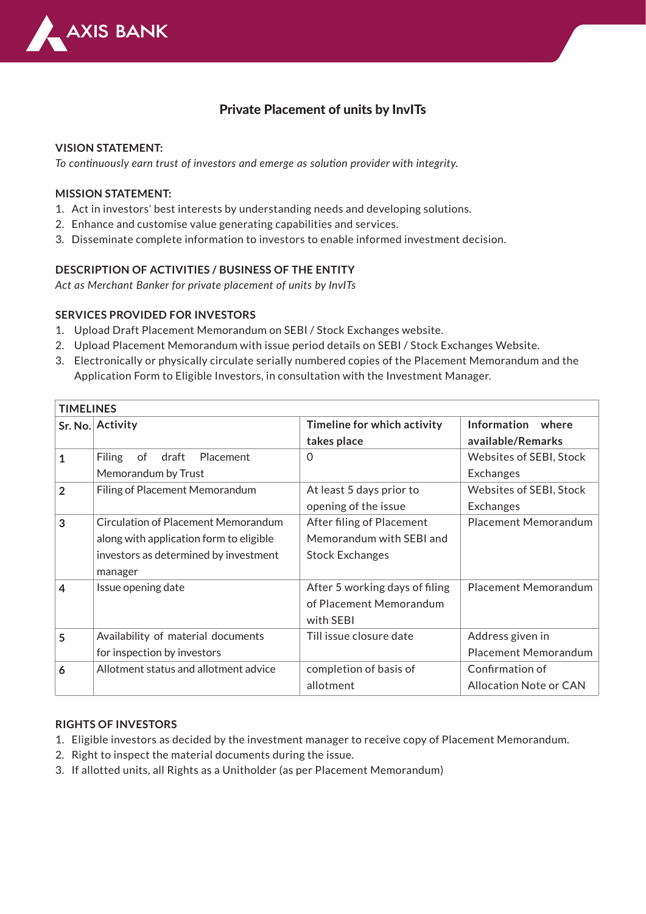# Private Placement of units by InvITs

**VISION STATEMENT:**

*To continuously earn trust of investors and emerge as solution provider with integrity.*

**MISSION STATEMENT:**

1. Act in investors' best interests by understanding needs and developing solutions.
2. Enhance and customise value generating capabilities and services.
3. Disseminate complete information to investors to enable informed investment decision.

**DESCRIPTION OF ACTIVITIES / BUSINESS OF THE ENTITY**

*Act as Merchant Banker for private placement of units by InvITs*

**SERVICES PROVIDED FOR INVESTORS**

1. Upload Draft Placement Memorandum on SEBI / Stock Exchanges website.
2. Upload Placement Memorandum with issue period details on SEBI / Stock Exchanges Website.
3. Electronically or physically circulate serially numbered copies of the Placement Memorandum and the Application Form to Eligible Investors, in consultation with the Investment Manager.

**TIMELINES**

| Sr. No. | Activity | Timeline for which activity takes place | Information where available/Remarks |
|---|---|---|---|
| 1 | Filing of draft Placement Memorandum by Trust | 0 | Websites of SEBI, Stock Exchanges |
| 2 | Filing of Placement Memorandum | At least 5 days prior to opening of the issue | Websites of SEBI, Stock Exchanges |
| 3 | Circulation of Placement Memorandum along with application form to eligible investors as determined by investment manager | After filing of Placement Memorandum with SEBI and Stock Exchanges | Placement Memorandum |
| 4 | Issue opening date | After 5 working days of filing of Placement Memorandum with SEBI | Placement Memorandum |
| 5 | Availability of material documents for inspection by investors | Till issue closure date | Address given in Placement Memorandum |
| 6 | Allotment status and allotment advice | completion of basis of allotment | Confirmation of Allocation Note or CAN |

**RIGHTS OF INVESTORS**

1. Eligible investors as decided by the investment manager to receive copy of Placement Memorandum.
2. Right to inspect the material documents during the issue.
3. If allotted units, all Rights as a Unitholder (as per Placement Memorandum)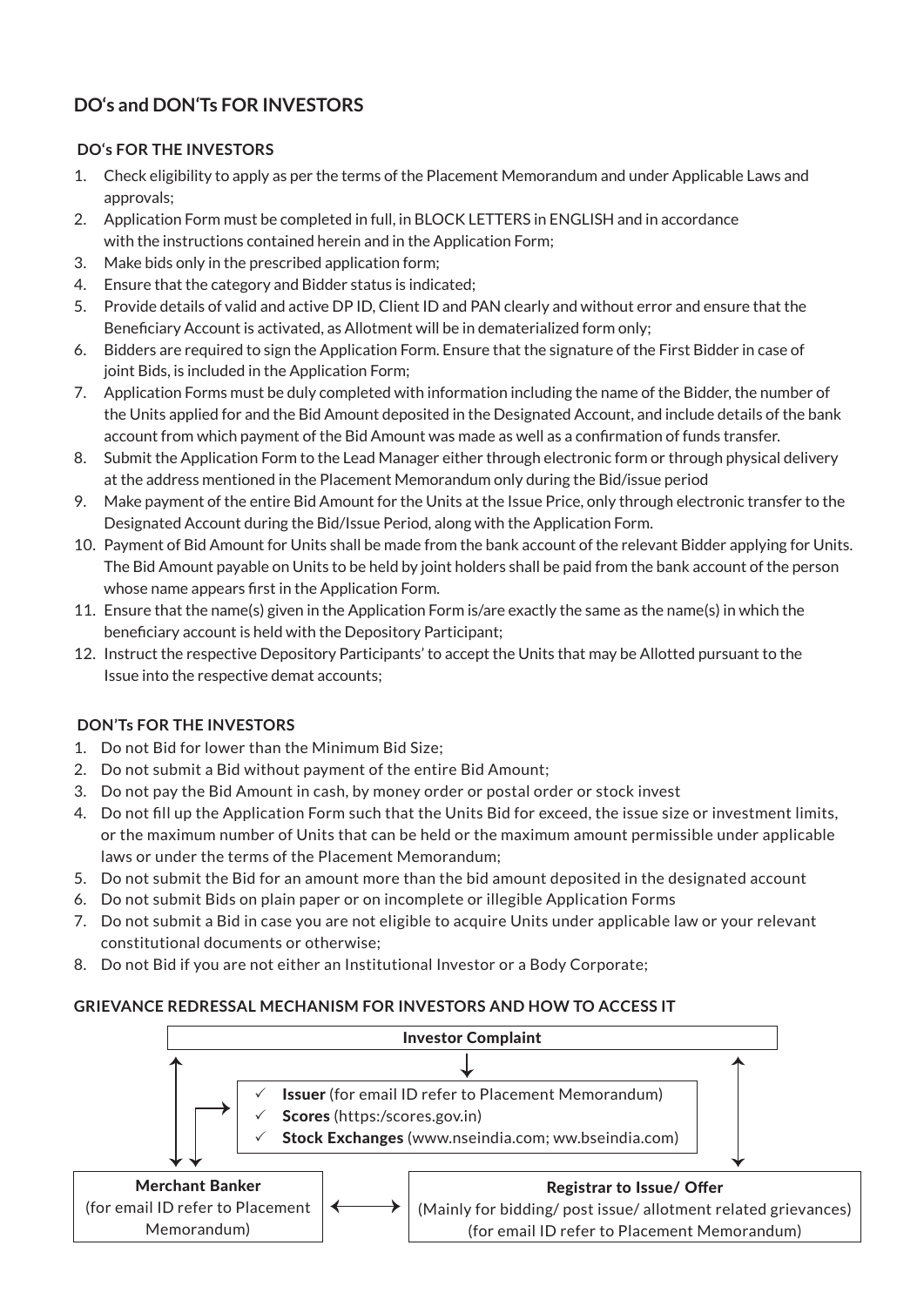## DO's and DON'Ts FOR INVESTORS

### DO's FOR THE INVESTORS

1. Check eligibility to apply as per the terms of the Placement Memorandum and under Applicable Laws and approvals;
2. Application Form must be completed in full, in BLOCK LETTERS in ENGLISH and in accordance with the instructions contained herein and in the Application Form;
3. Make bids only in the prescribed application form;
4. Ensure that the category and Bidder status is indicated;
5. Provide details of valid and active DP ID, Client ID and PAN clearly and without error and ensure that the Beneficiary Account is activated, as Allotment will be in dematerialized form only;
6. Bidders are required to sign the Application Form. Ensure that the signature of the First Bidder in case of joint Bids, is included in the Application Form;
7. Application Forms must be duly completed with information including the name of the Bidder, the number of the Units applied for and the Bid Amount deposited in the Designated Account, and include details of the bank account from which payment of the Bid Amount was made as well as a confirmation of funds transfer.
8. Submit the Application Form to the Lead Manager either through electronic form or through physical delivery at the address mentioned in the Placement Memorandum only during the Bid/issue period
9. Make payment of the entire Bid Amount for the Units at the Issue Price, only through electronic transfer to the Designated Account during the Bid/Issue Period, along with the Application Form.
10. Payment of Bid Amount for Units shall be made from the bank account of the relevant Bidder applying for Units. The Bid Amount payable on Units to be held by joint holders shall be paid from the bank account of the person whose name appears first in the Application Form.
11. Ensure that the name(s) given in the Application Form is/are exactly the same as the name(s) in which the beneficiary account is held with the Depository Participant;
12. Instruct the respective Depository Participants' to accept the Units that may be Allotted pursuant to the Issue into the respective demat accounts;

### DON'Ts FOR THE INVESTORS

1. Do not Bid for lower than the Minimum Bid Size;
2. Do not submit a Bid without payment of the entire Bid Amount;
3. Do not pay the Bid Amount in cash, by money order or postal order or stock invest
4. Do not fill up the Application Form such that the Units Bid for exceed, the issue size or investment limits, or the maximum number of Units that can be held or the maximum amount permissible under applicable laws or under the terms of the Placement Memorandum;
5. Do not submit the Bid for an amount more than the bid amount deposited in the designated account
6. Do not submit Bids on plain paper or on incomplete or illegible Application Forms
7. Do not submit a Bid in case you are not eligible to acquire Units under applicable law or your relevant constitutional documents or otherwise;
8. Do not Bid if you are not either an Institutional Investor or a Body Corporate;

### GRIEVANCE REDRESSAL MECHANISM FOR INVESTORS AND HOW TO ACCESS IT

**Investor Complaint**

- **Issuer** (for email ID refer to Placement Memorandum)
- **Scores** (https:/scores.gov.in)
- **Stock Exchanges** (www.nseindia.com; ww.bseindia.com)

**Merchant Banker**
(for email ID refer to Placement Memorandum)

**Registrar to Issue/ Offer**
(Mainly for bidding/ post issue/ allotment related grievances)
(for email ID refer to Placement Memorandum)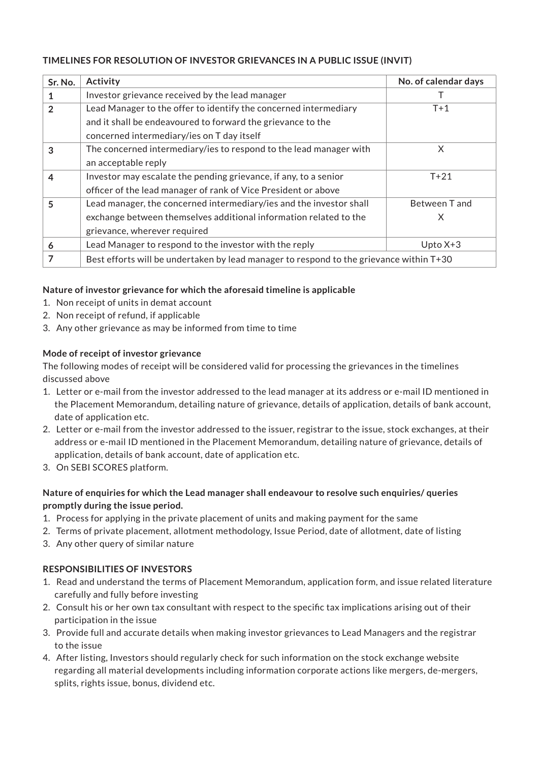**TIMELINES FOR RESOLUTION OF INVESTOR GRIEVANCES IN A PUBLIC ISSUE (INVIT)**

| Sr. No. | Activity | No. of calendar days |
|---|---|---|
| 1 | Investor grievance received by the lead manager | T |
| 2 | Lead Manager to the offer to identify the concerned intermediary and it shall be endeavoured to forward the grievance to the concerned intermediary/ies on T day itself | T+1 |
| 3 | The concerned intermediary/ies to respond to the lead manager with an acceptable reply | X |
| 4 | Investor may escalate the pending grievance, if any, to a senior officer of the lead manager of rank of Vice President or above | T+21 |
| 5 | Lead manager, the concerned intermediary/ies and the investor shall exchange between themselves additional information related to the grievance, wherever required | Between T and X |
| 6 | Lead Manager to respond to the investor with the reply | Upto X+3 |
| 7 | Best efforts will be undertaken by lead manager to respond to the grievance within T+30 | |

**Nature of investor grievance for which the aforesaid timeline is applicable**

1. Non receipt of units in demat account
2. Non receipt of refund, if applicable
3. Any other grievance as may be informed from time to time

**Mode of receipt of investor grievance**

The following modes of receipt will be considered valid for processing the grievances in the timelines discussed above

1. Letter or e-mail from the investor addressed to the lead manager at its address or e-mail ID mentioned in the Placement Memorandum, detailing nature of grievance, details of application, details of bank account, date of application etc.
2. Letter or e-mail from the investor addressed to the issuer, registrar to the issue, stock exchanges, at their address or e-mail ID mentioned in the Placement Memorandum, detailing nature of grievance, details of application, details of bank account, date of application etc.
3. On SEBI SCORES platform.

**Nature of enquiries for which the Lead manager shall endeavour to resolve such enquiries/ queries promptly during the issue period.**

1. Process for applying in the private placement of units and making payment for the same
2. Terms of private placement, allotment methodology, Issue Period, date of allotment, date of listing
3. Any other query of similar nature

**RESPONSIBILITIES OF INVESTORS**

1. Read and understand the terms of Placement Memorandum, application form, and issue related literature carefully and fully before investing
2. Consult his or her own tax consultant with respect to the specific tax implications arising out of their participation in the issue
3. Provide full and accurate details when making investor grievances to Lead Managers and the registrar to the issue
4. After listing, Investors should regularly check for such information on the stock exchange website regarding all material developments including information corporate actions like mergers, de-mergers, splits, rights issue, bonus, dividend etc.